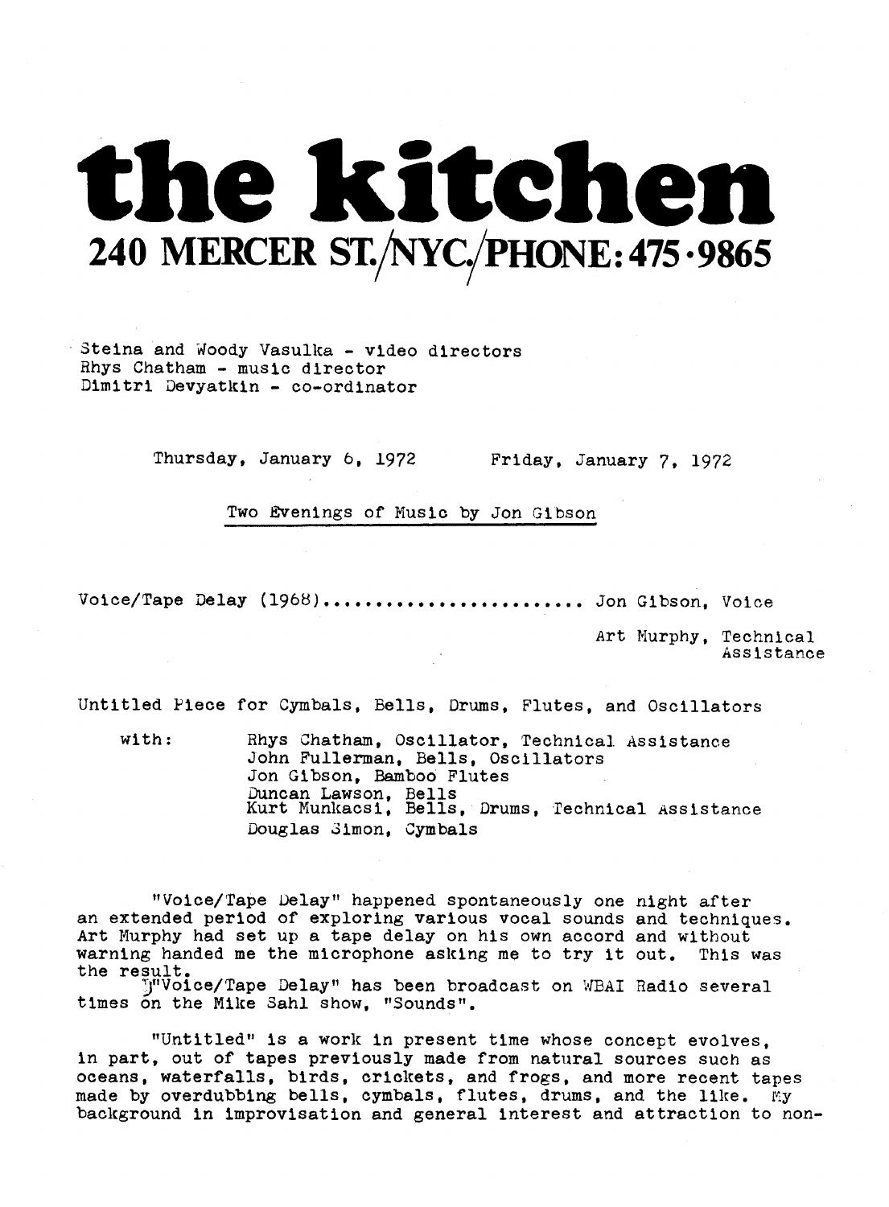# the kitchen

## 240 MERCER ST./NYC./PHONE: 475·9865

Steina and Woody Vasulka - video directors
Rhys Chatham - music director
Dimitri Devyatkin - co-ordinator

Thursday, January 6, 1972 Friday, January 7, 1972

Two Evenings of Music by Jon Gibson

Voice/Tape Delay (1968)........................ Jon Gibson, Voice

Art Murphy, Technical Assistance

Untitled Piece for Cymbals, Bells, Drums, Flutes, and Oscillators

with:
Rhys Chatham, Oscillator, Technical Assistance
John Fullerman, Bells, Oscillators
Jon Gibson, Bamboo Flutes
Duncan Lawson, Bells
Kurt Munkacsi, Bells, Drums, Technical Assistance
Douglas Simon, Cymbals

"Voice/Tape Delay" happened spontaneously one night after an extended period of exploring various vocal sounds and techniques. Art Murphy had set up a tape delay on his own accord and without warning handed me the microphone asking me to try it out. This was the result.

"Voice/Tape Delay" has been broadcast on WBAI Radio several times on the Mike Sahl show, "Sounds".

"Untitled" is a work in present time whose concept evolves, in part, out of tapes previously made from natural sources such as oceans, waterfalls, birds, crickets, and frogs, and more recent tapes made by overdubbing bells, cymbals, flutes, drums, and the like. My background in improvisation and general interest and attraction to non-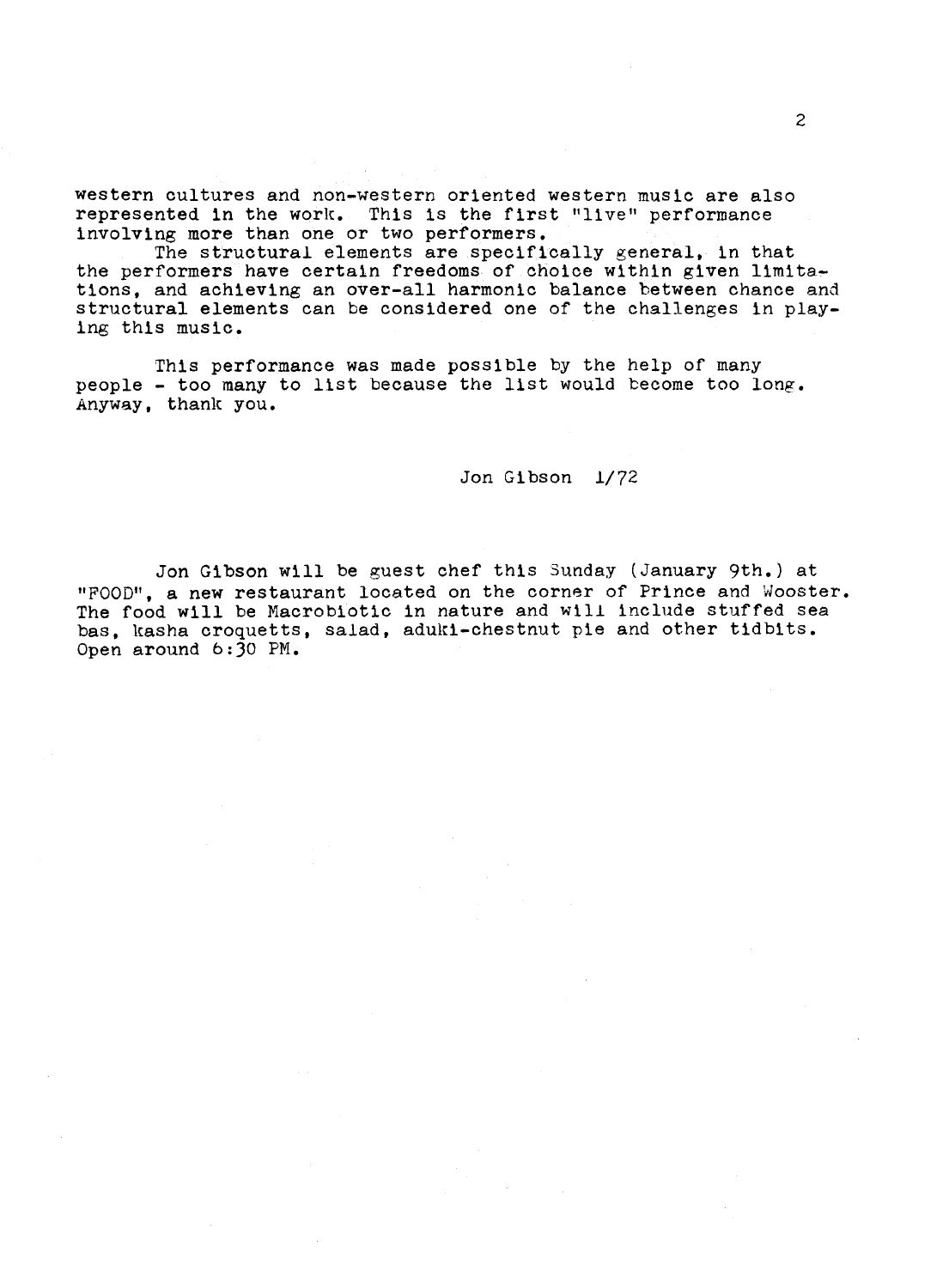western cultures and non-western oriented western music are also represented in the work. This is the first "live" performance involving more than one or two performers.

The structural elements are specifically general, in that the performers have certain freedoms of choice within given limitations, and achieving an over-all harmonic balance between chance and structural elements can be considered one of the challenges in playing this music.

This performance was made possible by the help of many people - too many to list because the list would become too long. Anyway, thank you.

Jon Gibson 1/72

Jon Gibson will be guest chef this Sunday (January 9th.) at "FOOD", a new restaurant located on the corner of Prince and Wooster. The food will be Macrobiotic in nature and will include stuffed sea bas, kasha croquetts, salad, aduki-chestnut pie and other tidbits. Open around 6:30 PM.